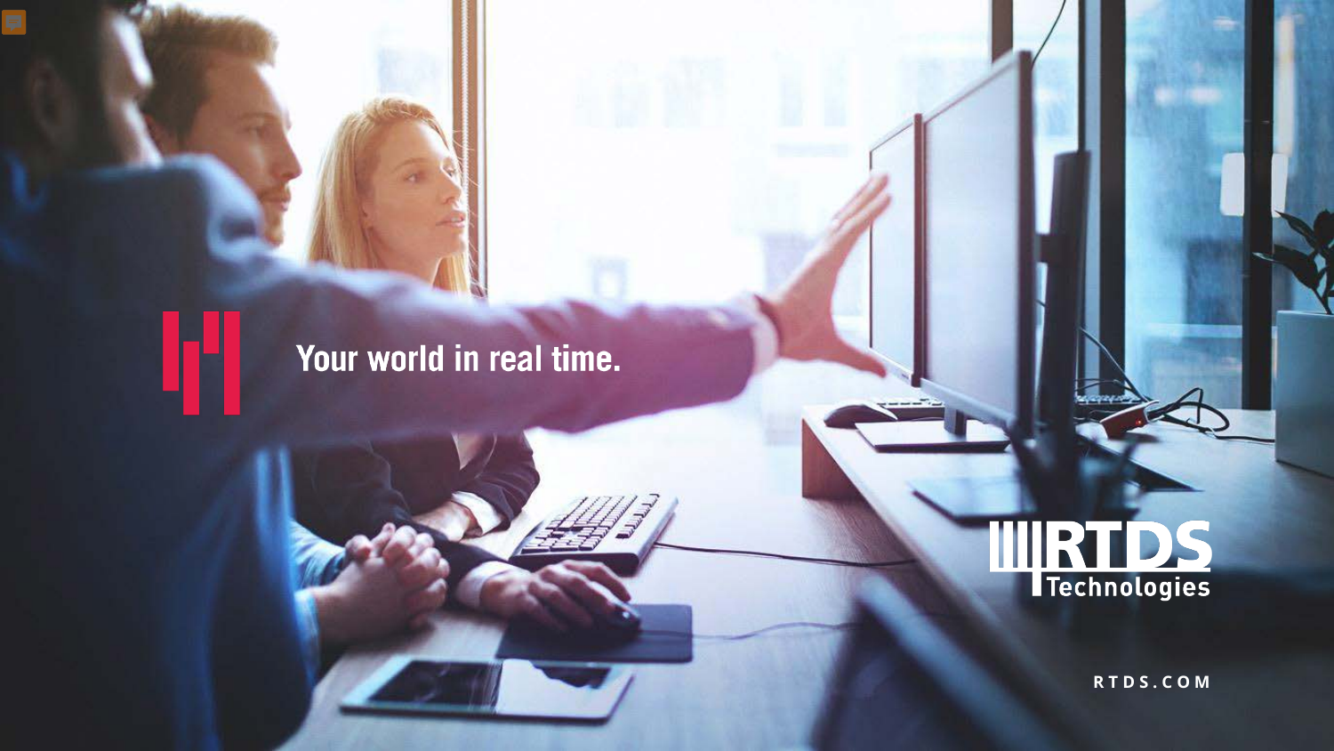Your world in real time.

RTDS Technologies

RTDS.COM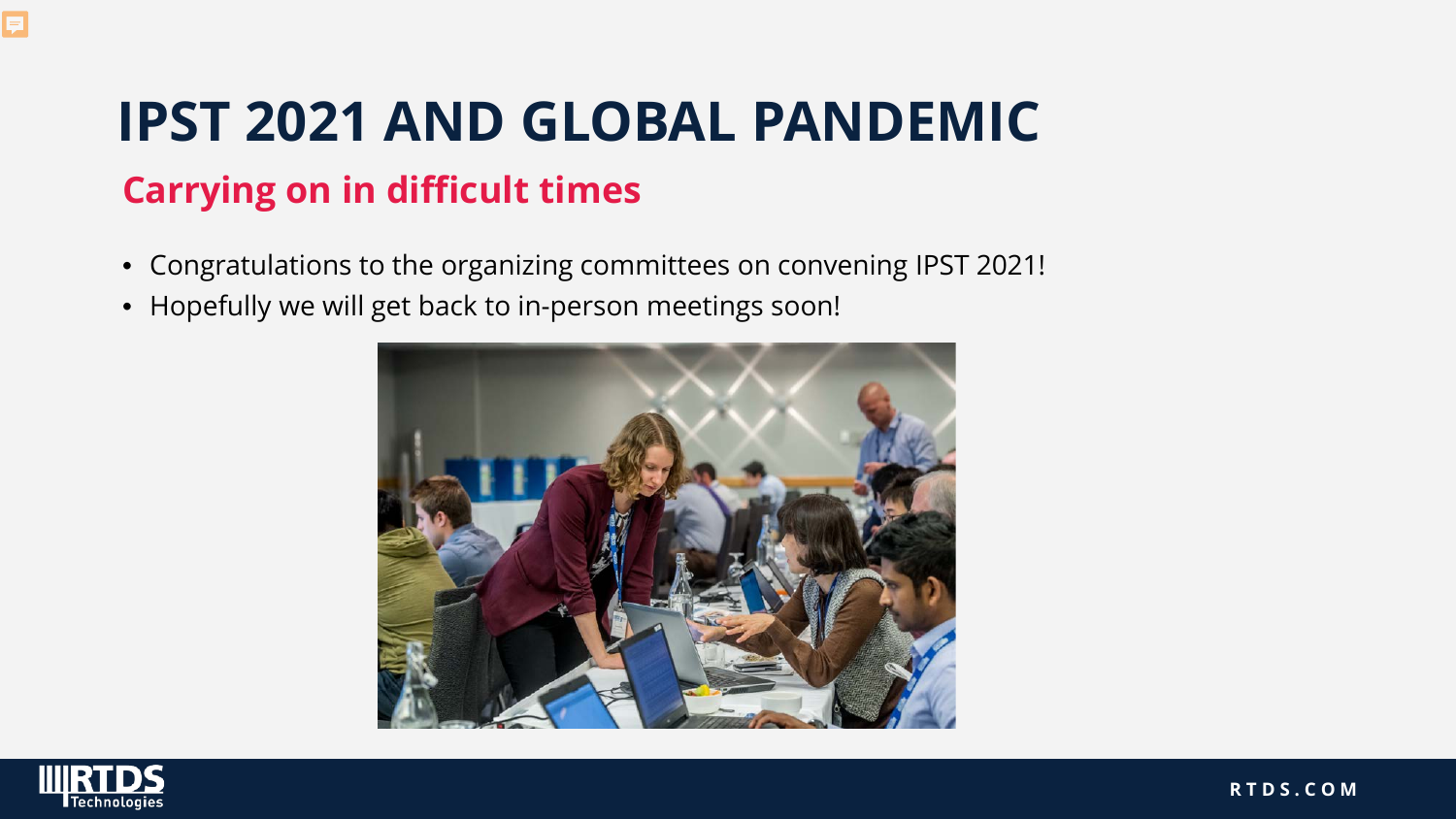# IPST 2021 AND GLOBAL PANDEMIC

## Carrying on in difficult times

- Congratulations to the organizing committees on convening IPST 2021!
- Hopefully we will get back to in-person meetings soon!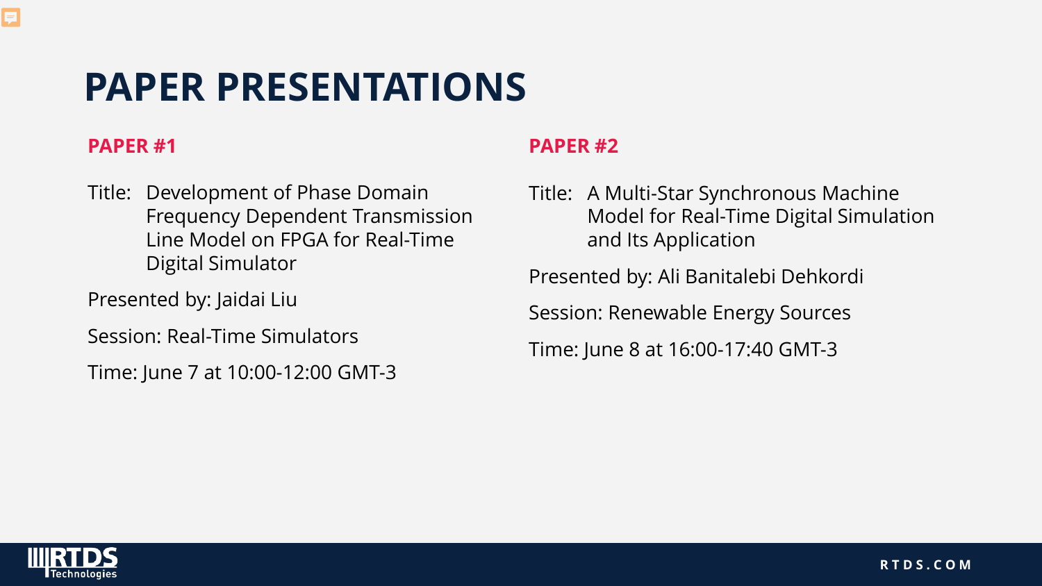# PAPER PRESENTATIONS

## PAPER #1

Title: Development of Phase Domain Frequency Dependent Transmission Line Model on FPGA for Real-Time Digital Simulator

Presented by: Jaidai Liu

Session: Real-Time Simulators

Time: June 7 at 10:00-12:00 GMT-3

## PAPER #2

Title: A Multi-Star Synchronous Machine Model for Real-Time Digital Simulation and Its Application

Presented by: Ali Banitalebi Dehkordi

Session: Renewable Energy Sources

Time: June 8 at 16:00-17:40 GMT-3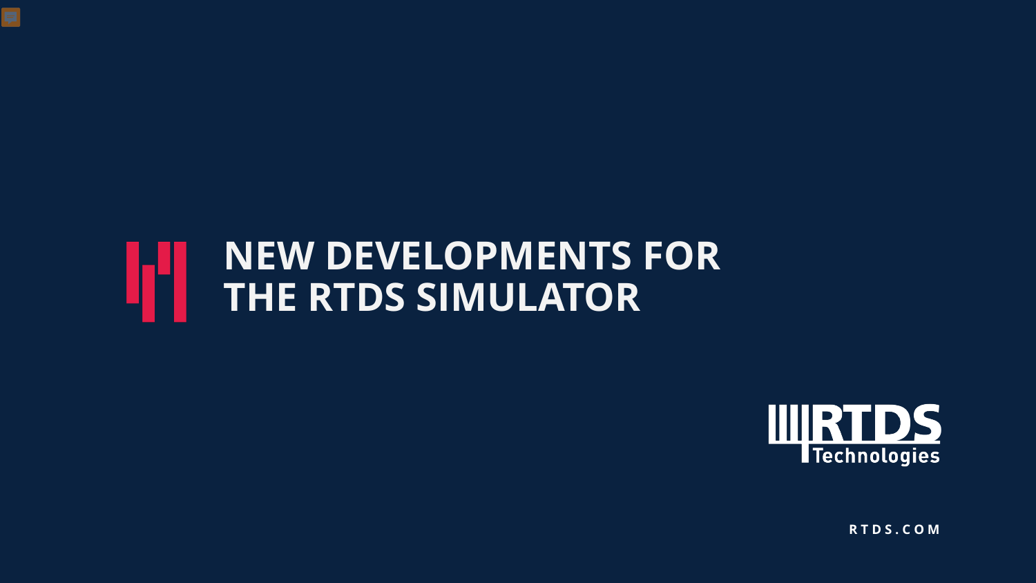# NEW DEVELOPMENTS FOR THE RTDS SIMULATOR

RTDS Technologies

RTDS.COM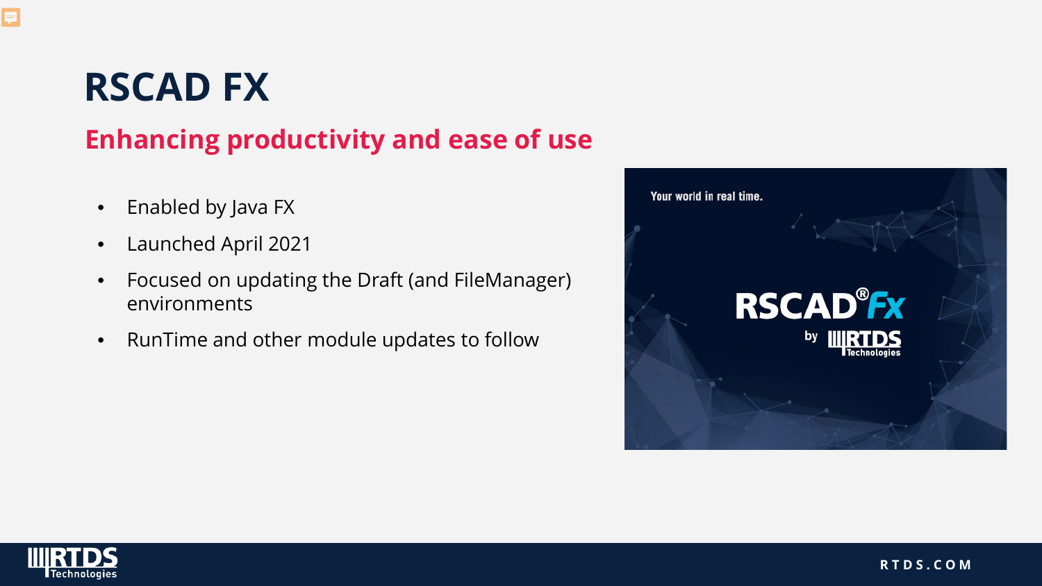# RSCAD FX

## Enhancing productivity and ease of use

- Enabled by Java FX
- Launched April 2021
- Focused on updating the Draft (and FileManager) environments
- RunTime and other module updates to follow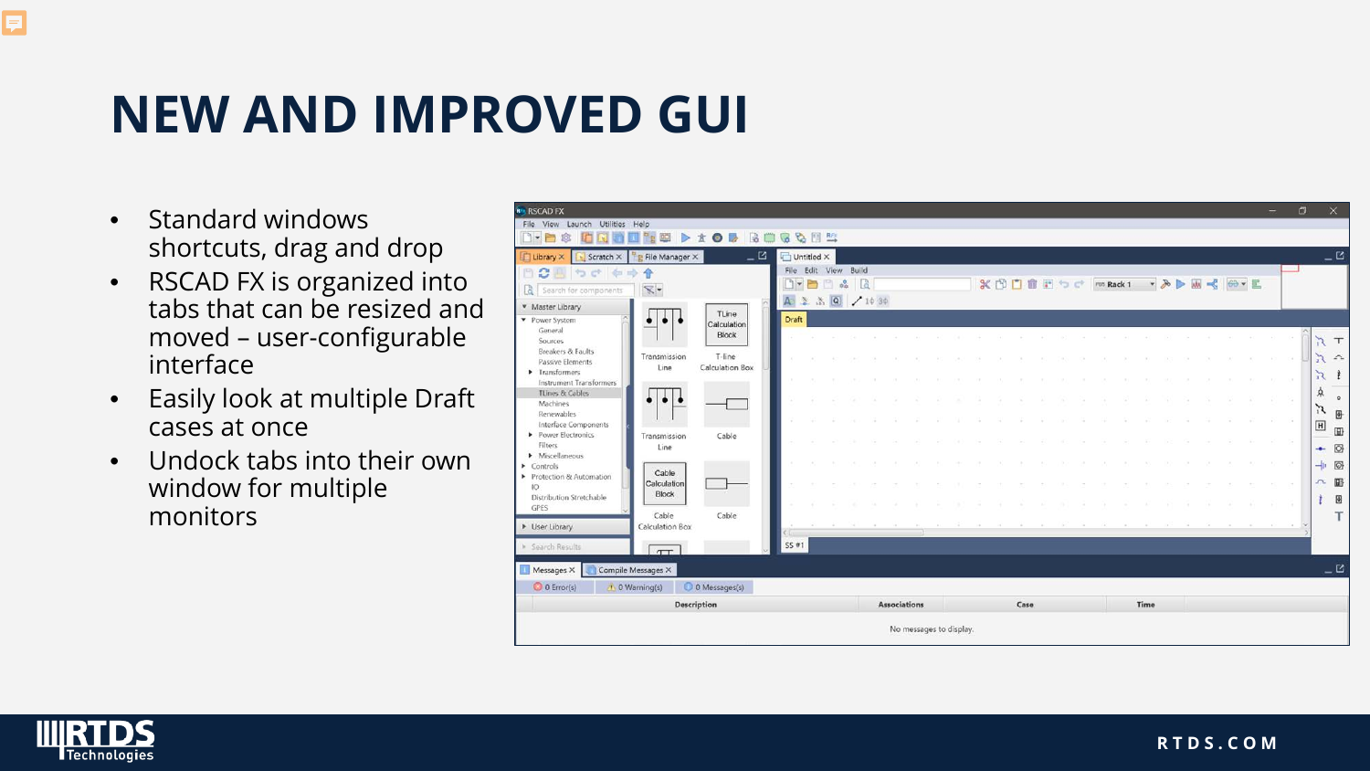# NEW AND IMPROVED GUI

- Standard windows shortcuts, drag and drop
- RSCAD FX is organized into tabs that can be resized and moved – user-configurable interface
- Easily look at multiple Draft cases at once
- Undock tabs into their own window for multiple monitors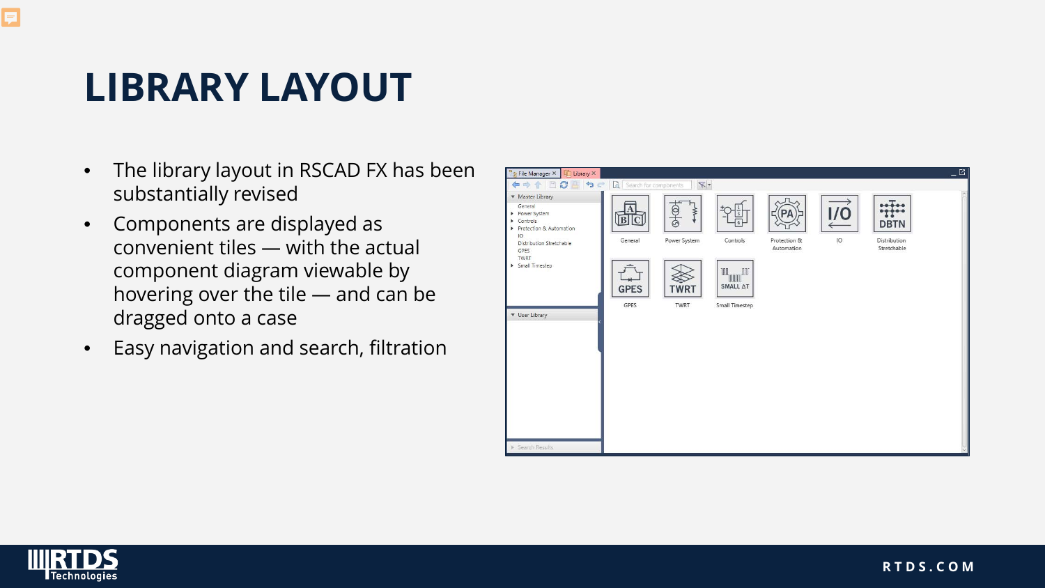# LIBRARY LAYOUT

- The library layout in RSCAD FX has been substantially revised
- Components are displayed as convenient tiles — with the actual component diagram viewable by hovering over the tile — and can be dragged onto a case
- Easy navigation and search, filtration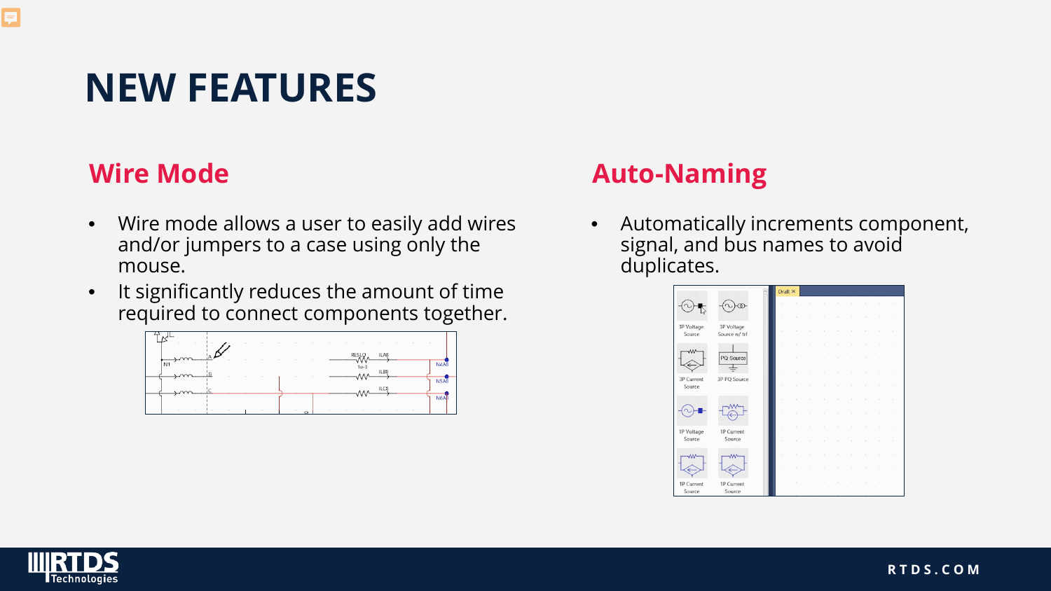# NEW FEATURES

## Wire Mode

- Wire mode allows a user to easily add wires and/or jumpers to a case using only the mouse.
- It significantly reduces the amount of time required to connect components together.

## Auto-Naming

- Automatically increments component, signal, and bus names to avoid duplicates.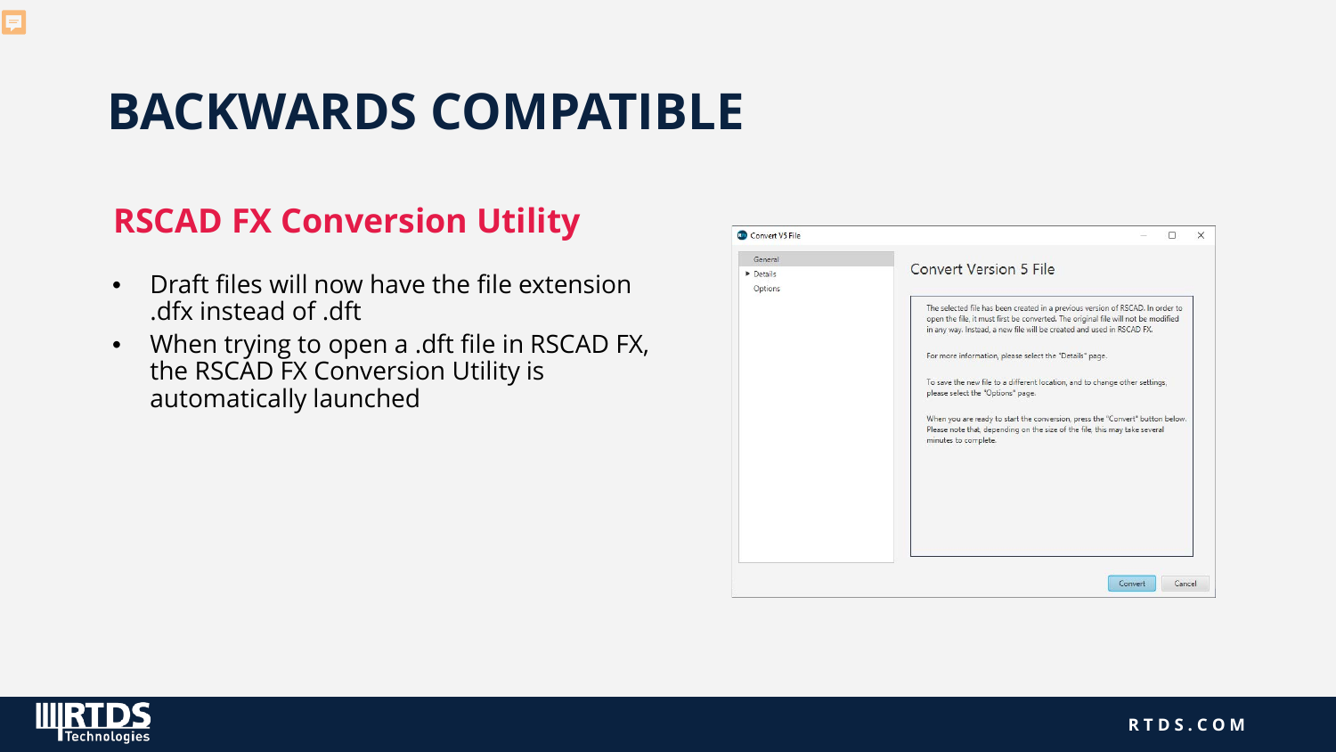# BACKWARDS COMPATIBLE

## RSCAD FX Conversion Utility

- Draft files will now have the file extension .dfx instead of .dft
- When trying to open a .dft file in RSCAD FX, the RSCAD FX Conversion Utility is automatically launched

Convert V5 File

- General
- Details
- Options

Convert Version 5 File

The selected file has been created in a previous version of RSCAD. In order to open the file, it must first be converted. The original file will not be modified in any way. Instead, a new file will be created and used in RSCAD FX.

For more information, please select the "Details" page.

To save the new file to a different location, and to change other settings, please select the "Options" page.

When you are ready to start the conversion, press the "Convert" button below. Please note that, depending on the size of the file, this may take several minutes to complete.

Convert | Cancel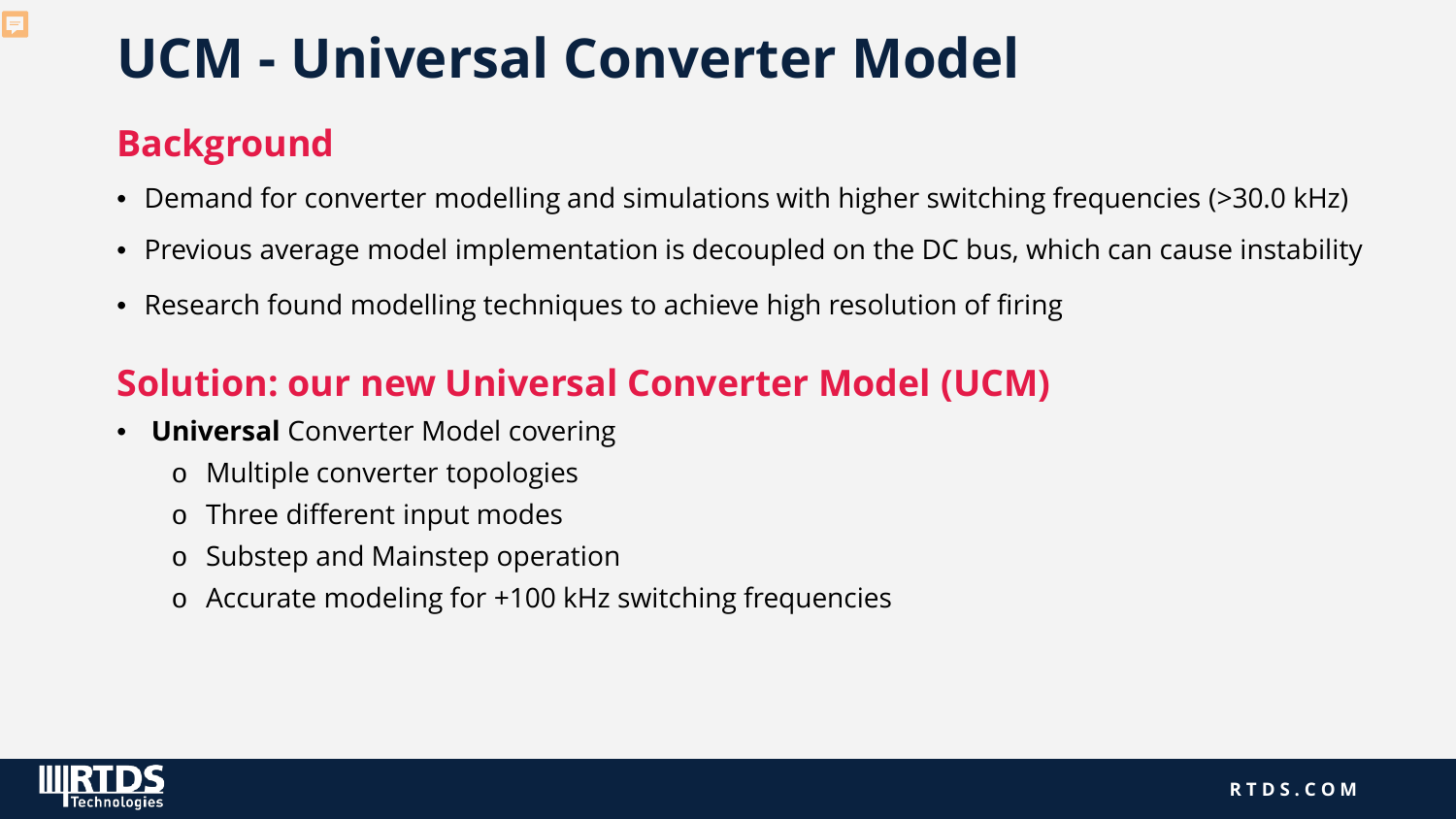# UCM - Universal Converter Model

## Background

- Demand for converter modelling and simulations with higher switching frequencies (>30.0 kHz)
- Previous average model implementation is decoupled on the DC bus, which can cause instability
- Research found modelling techniques to achieve high resolution of firing

## Solution: our new Universal Converter Model (UCM)

- **Universal** Converter Model covering
  - Multiple converter topologies
  - Three different input modes
  - Substep and Mainstep operation
  - Accurate modeling for +100 kHz switching frequencies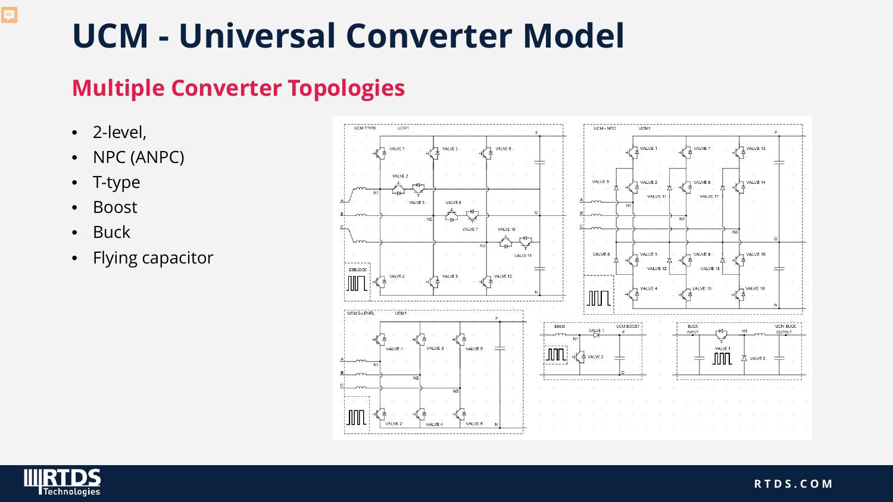# UCM - Universal Converter Model

## Multiple Converter Topologies

- 2-level,
- NPC (ANPC)
- T-type
- Boost
- Buck
- Flying capacitor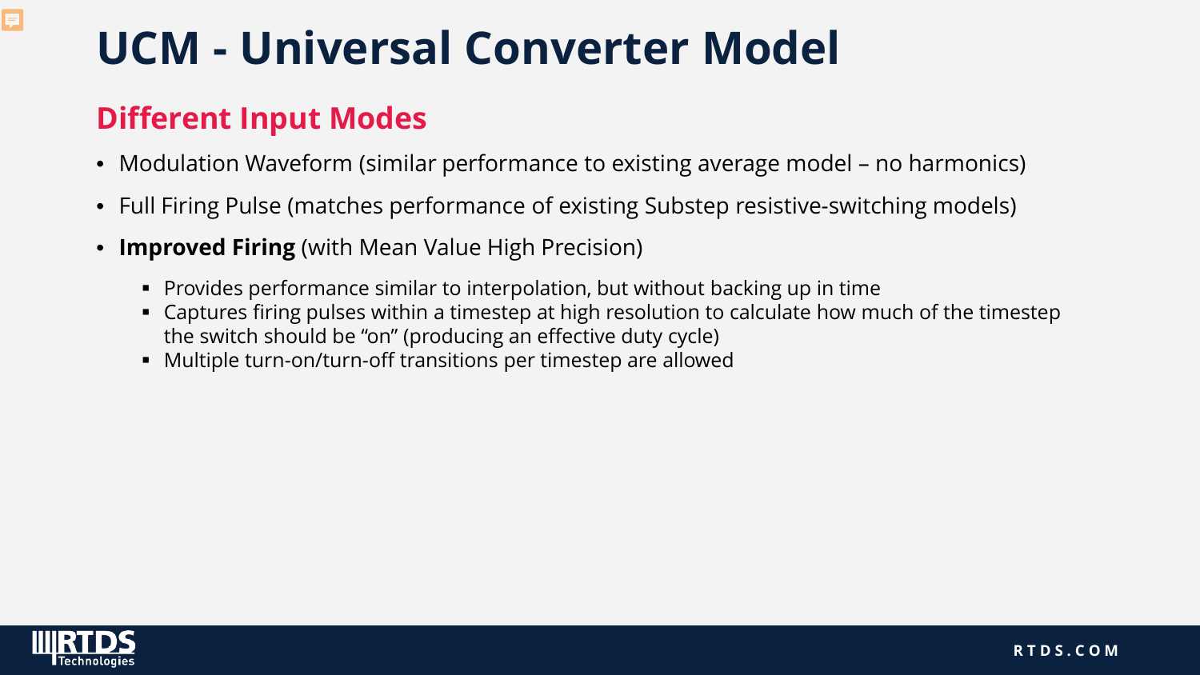# UCM - Universal Converter Model

## Different Input Modes

- Modulation Waveform (similar performance to existing average model – no harmonics)
- Full Firing Pulse (matches performance of existing Substep resistive-switching models)
- **Improved Firing** (with Mean Value High Precision)
  - Provides performance similar to interpolation, but without backing up in time
  - Captures firing pulses within a timestep at high resolution to calculate how much of the timestep the switch should be "on" (producing an effective duty cycle)
  - Multiple turn-on/turn-off transitions per timestep are allowed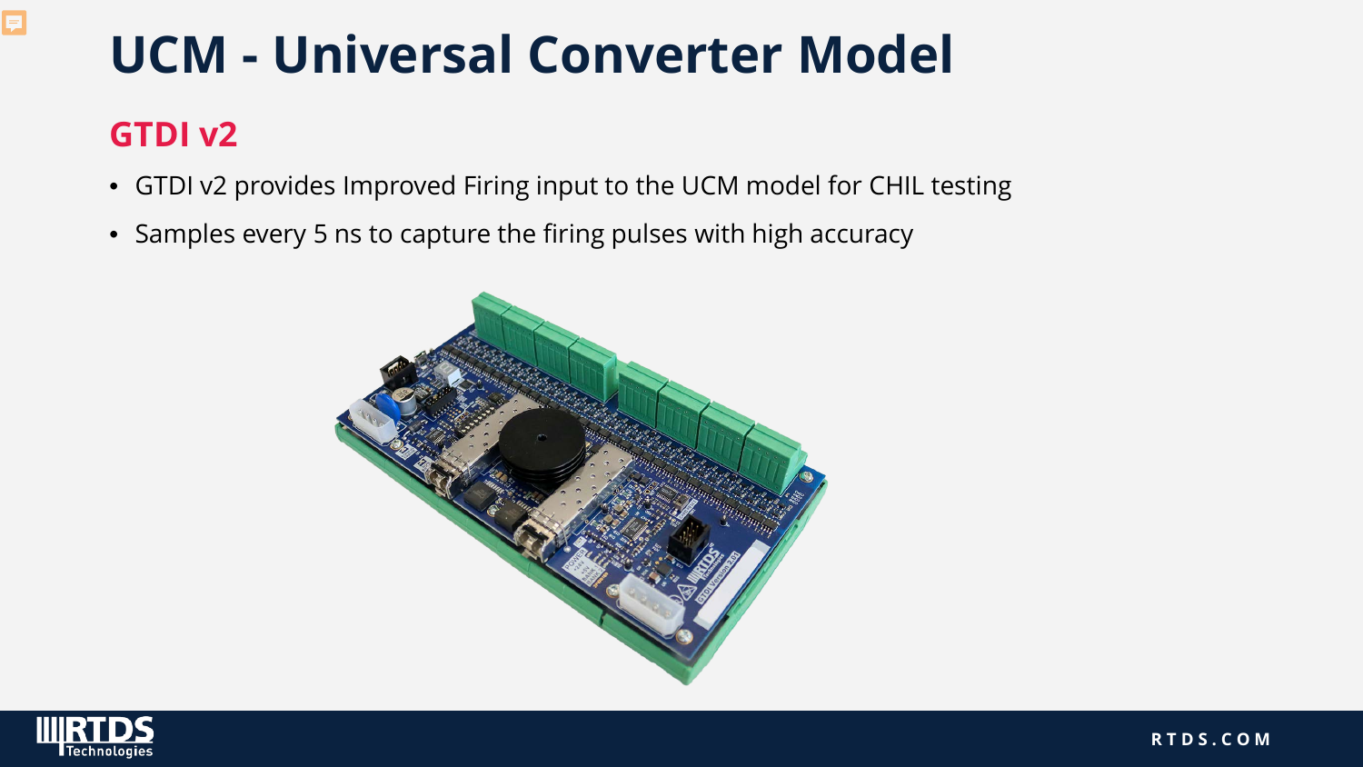# UCM - Universal Converter Model

## GTDI v2

- GTDI v2 provides Improved Firing input to the UCM model for CHIL testing
- Samples every 5 ns to capture the firing pulses with high accuracy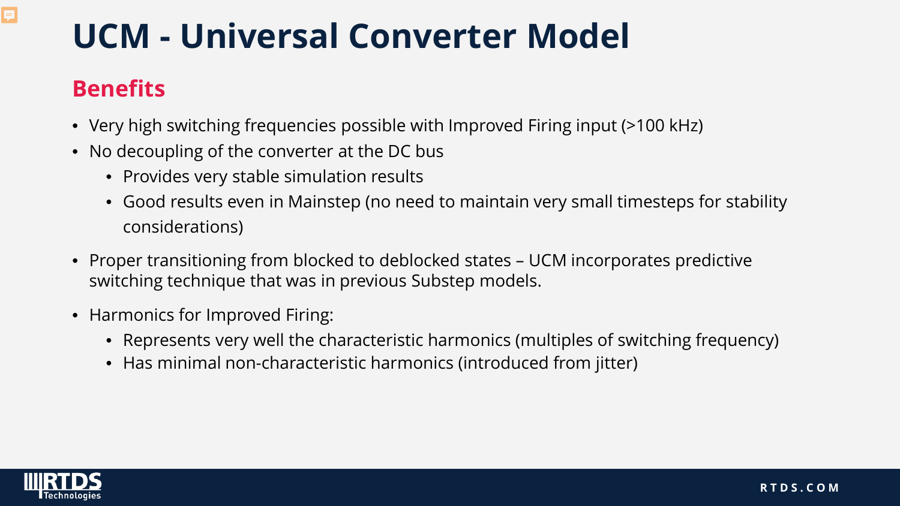# UCM - Universal Converter Model

## Benefits

- Very high switching frequencies possible with Improved Firing input (>100 kHz)
- No decoupling of the converter at the DC bus
  - Provides very stable simulation results
  - Good results even in Mainstep (no need to maintain very small timesteps for stability considerations)
- Proper transitioning from blocked to deblocked states – UCM incorporates predictive switching technique that was in previous Substep models.
- Harmonics for Improved Firing:
  - Represents very well the characteristic harmonics (multiples of switching frequency)
  - Has minimal non-characteristic harmonics (introduced from jitter)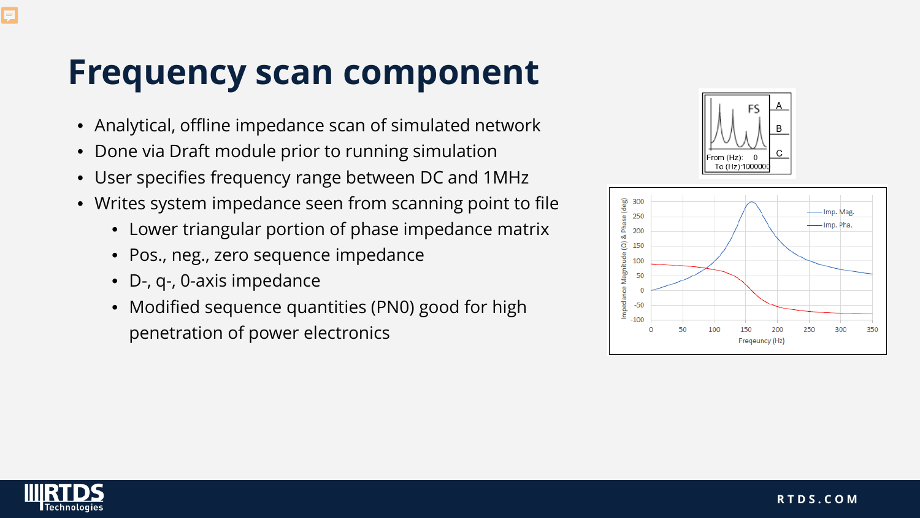# Frequency scan component

- Analytical, offline impedance scan of simulated network
- Done via Draft module prior to running simulation
- User specifies frequency range between DC and 1MHz
- Writes system impedance seen from scanning point to file
  - Lower triangular portion of phase impedance matrix
  - Pos., neg., zero sequence impedance
  - D-, q-, 0-axis impedance
  - Modified sequence quantities (PN0) good for high penetration of power electronics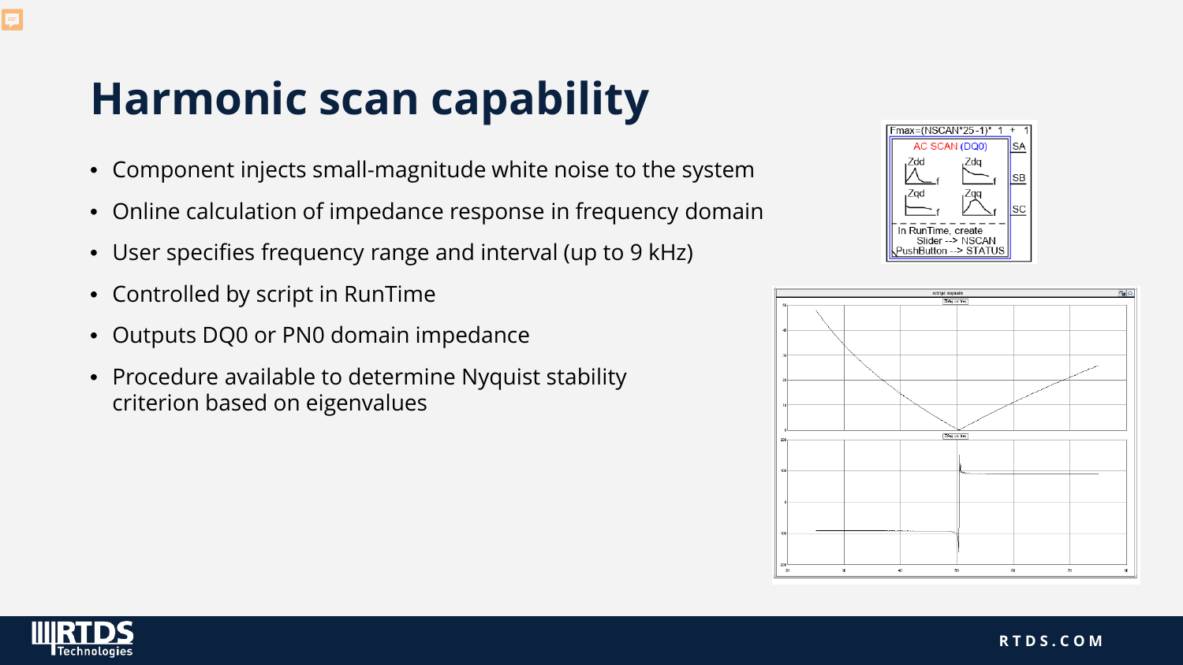# Harmonic scan capability

- Component injects small-magnitude white noise to the system
- Online calculation of impedance response in frequency domain
- User specifies frequency range and interval (up to 9 kHz)
- Controlled by script in RunTime
- Outputs DQ0 or PN0 domain impedance
- Procedure available to determine Nyquist stability criterion based on eigenvalues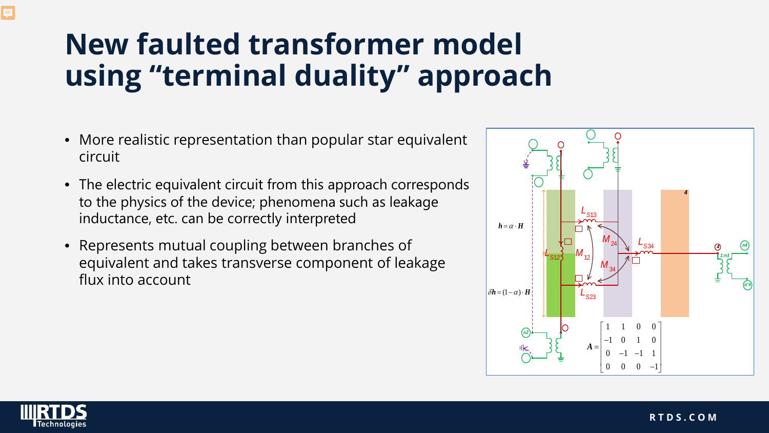# New faulted transformer model using “terminal duality” approach

- More realistic representation than popular star equivalent circuit
- The electric equivalent circuit from this approach corresponds to the physics of the device; phenomena such as leakage inductance, etc. can be correctly interpreted
- Represents mutual coupling between branches of equivalent and takes transverse component of leakage flux into account

$h = \alpha \cdot H$

$\delta h = (1-\alpha) \cdot H$

$$A = \begin{bmatrix} 1 & 1 & 0 & 0 \\ -1 & 0 & 1 & 0 \\ 0 & -1 & -1 & 1 \\ 0 & 0 & 0 & -1 \end{bmatrix}$$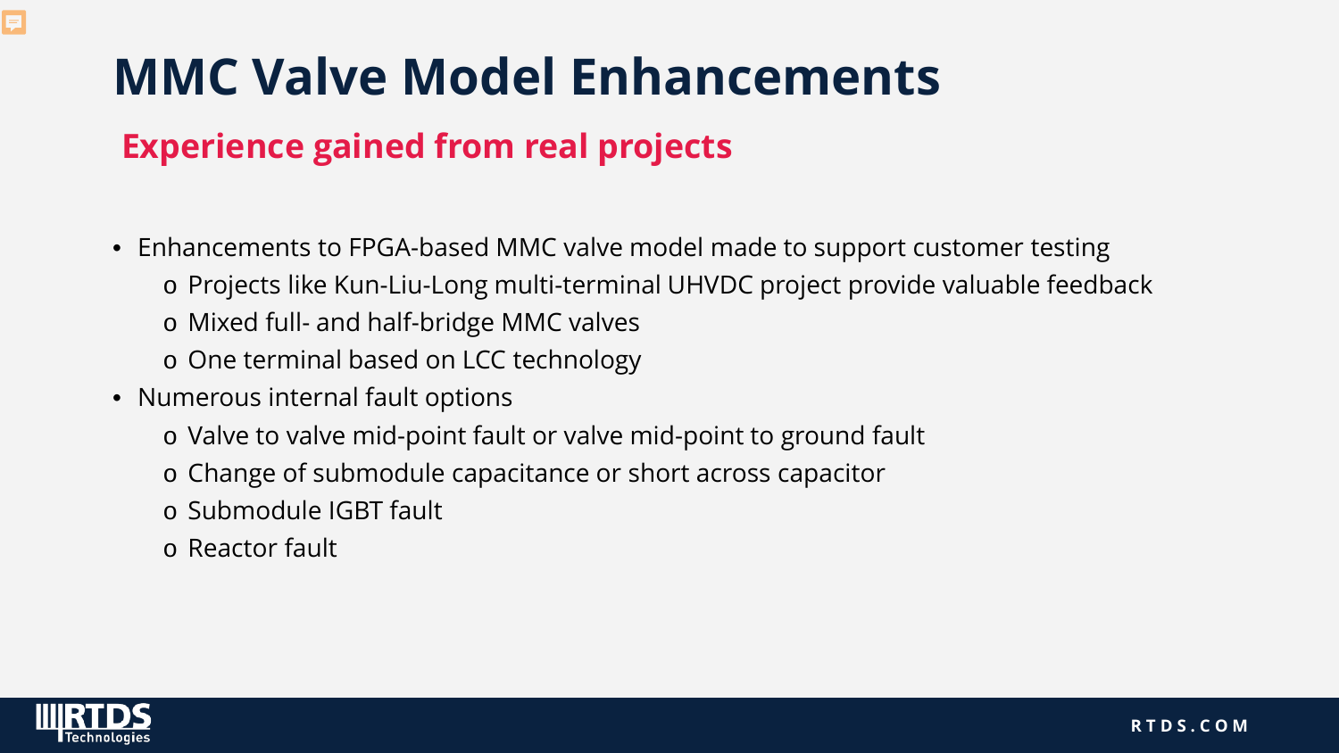# MMC Valve Model Enhancements

## Experience gained from real projects

- Enhancements to FPGA-based MMC valve model made to support customer testing
  - Projects like Kun-Liu-Long multi-terminal UHVDC project provide valuable feedback
  - Mixed full- and half-bridge MMC valves
  - One terminal based on LCC technology
- Numerous internal fault options
  - Valve to valve mid-point fault or valve mid-point to ground fault
  - Change of submodule capacitance or short across capacitor
  - Submodule IGBT fault
  - Reactor fault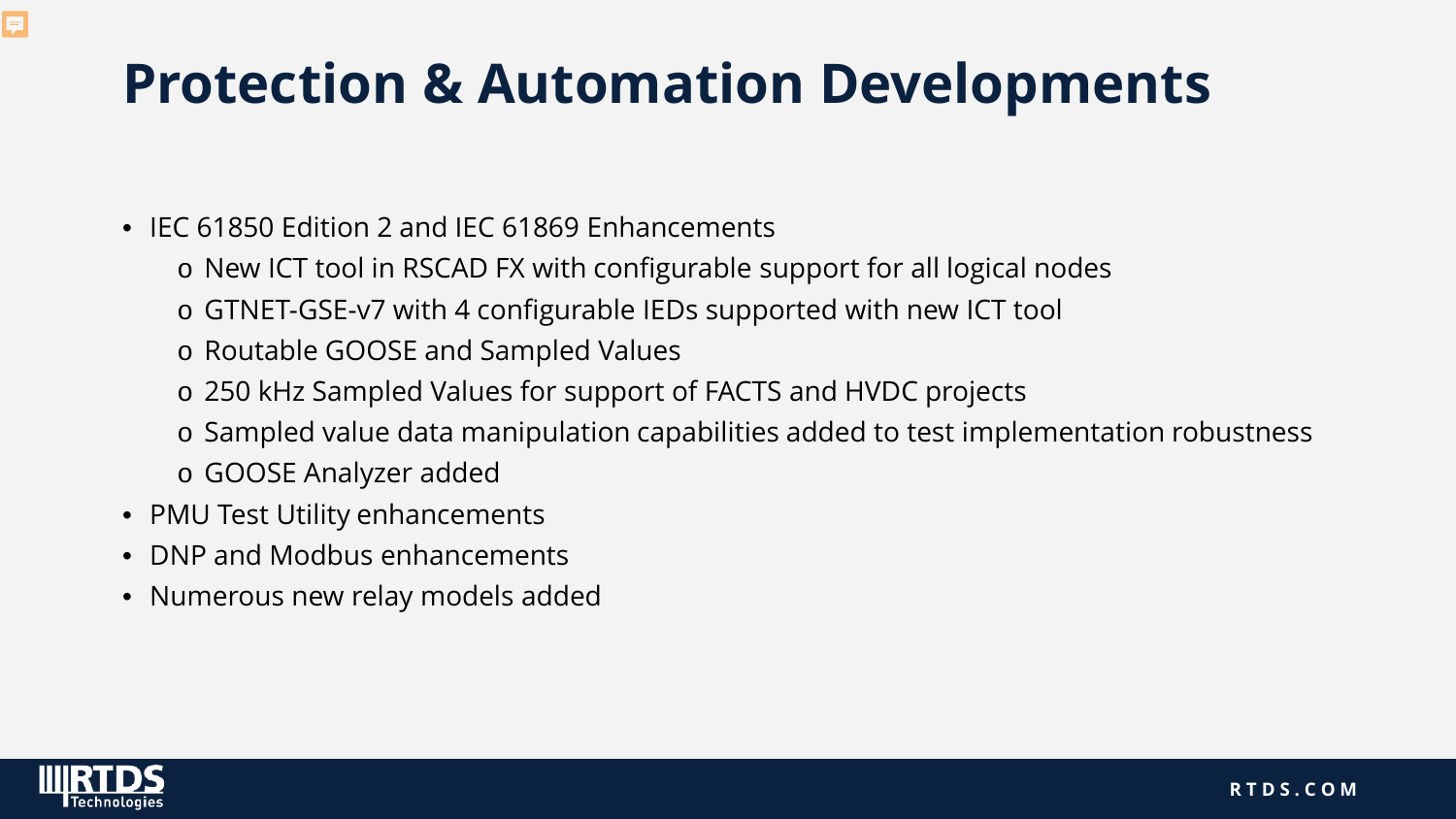# Protection & Automation Developments

- IEC 61850 Edition 2 and IEC 61869 Enhancements
  - New ICT tool in RSCAD FX with configurable support for all logical nodes
  - GTNET-GSE-v7 with 4 configurable IEDs supported with new ICT tool
  - Routable GOOSE and Sampled Values
  - 250 kHz Sampled Values for support of FACTS and HVDC projects
  - Sampled value data manipulation capabilities added to test implementation robustness
  - GOOSE Analyzer added
- PMU Test Utility enhancements
- DNP and Modbus enhancements
- Numerous new relay models added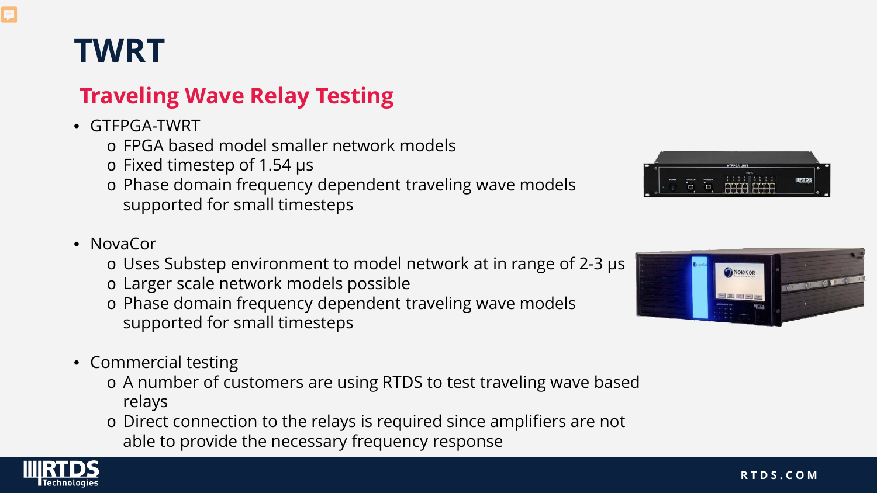# TWRT

## Traveling Wave Relay Testing

- GTFPGA-TWRT
  - FPGA based model smaller network models
  - Fixed timestep of 1.54 μs
  - Phase domain frequency dependent traveling wave models supported for small timesteps
- NovaCor
  - Uses Substep environment to model network at in range of 2-3 μs
  - Larger scale network models possible
  - Phase domain frequency dependent traveling wave models supported for small timesteps
- Commercial testing
  - A number of customers are using RTDS to test traveling wave based relays
  - Direct connection to the relays is required since amplifiers are not able to provide the necessary frequency response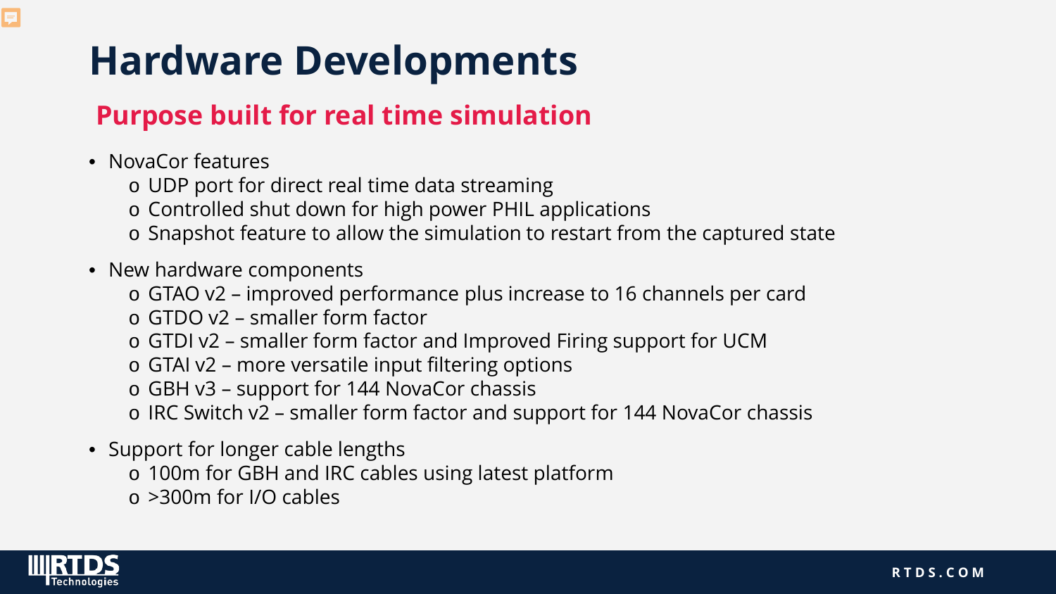# Hardware Developments

## Purpose built for real time simulation

- NovaCor features
  - UDP port for direct real time data streaming
  - Controlled shut down for high power PHIL applications
  - Snapshot feature to allow the simulation to restart from the captured state
- New hardware components
  - GTAO v2 – improved performance plus increase to 16 channels per card
  - GTDO v2 – smaller form factor
  - GTDI v2 – smaller form factor and Improved Firing support for UCM
  - GTAI v2 – more versatile input filtering options
  - GBH v3 – support for 144 NovaCor chassis
  - IRC Switch v2 – smaller form factor and support for 144 NovaCor chassis
- Support for longer cable lengths
  - 100m for GBH and IRC cables using latest platform
  - >300m for I/O cables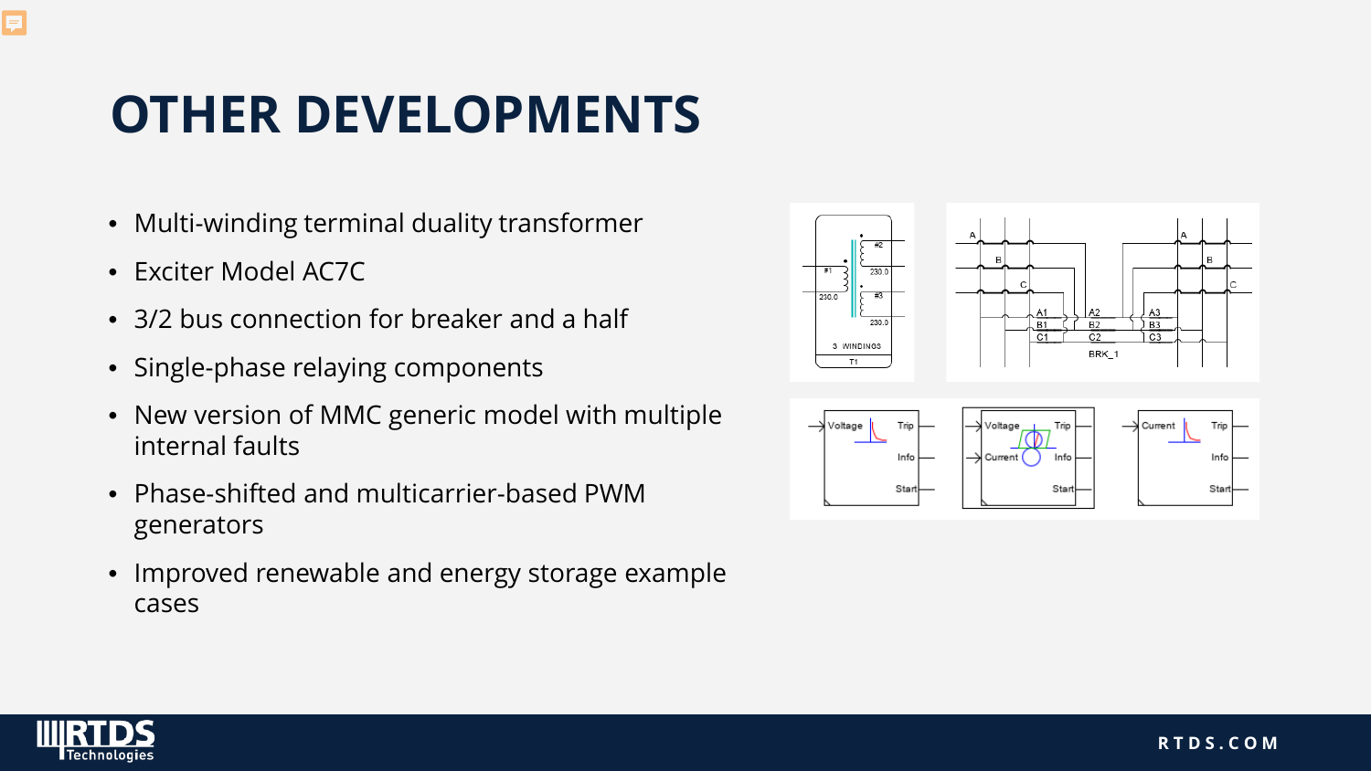# OTHER DEVELOPMENTS

- Multi-winding terminal duality transformer
- Exciter Model AC7C
- 3/2 bus connection for breaker and a half
- Single-phase relaying components
- New version of MMC generic model with multiple internal faults
- Phase-shifted and multicarrier-based PWM generators
- Improved renewable and energy storage example cases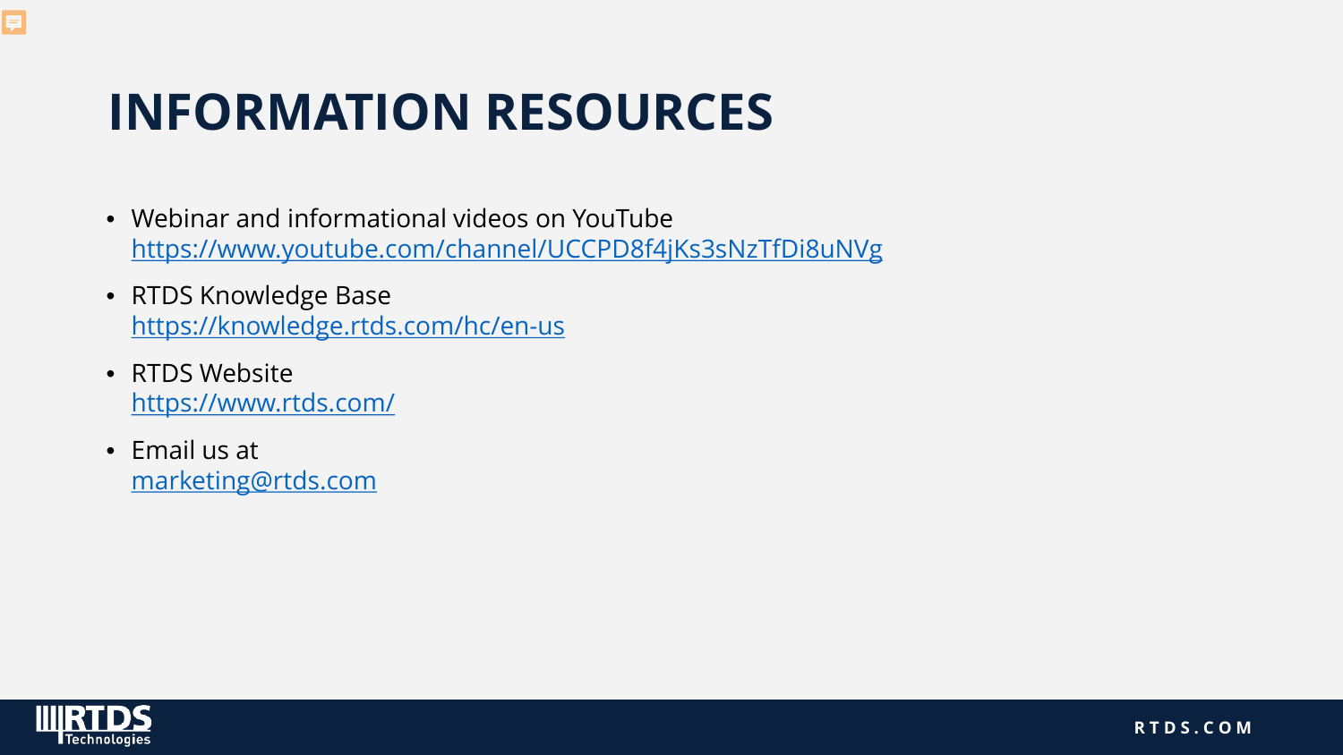# INFORMATION RESOURCES

- Webinar and informational videos on YouTube
  https://www.youtube.com/channel/UCCPD8f4jKs3sNzTfDi8uNVg
- RTDS Knowledge Base
  https://knowledge.rtds.com/hc/en-us
- RTDS Website
  https://www.rtds.com/
- Email us at
  marketing@rtds.com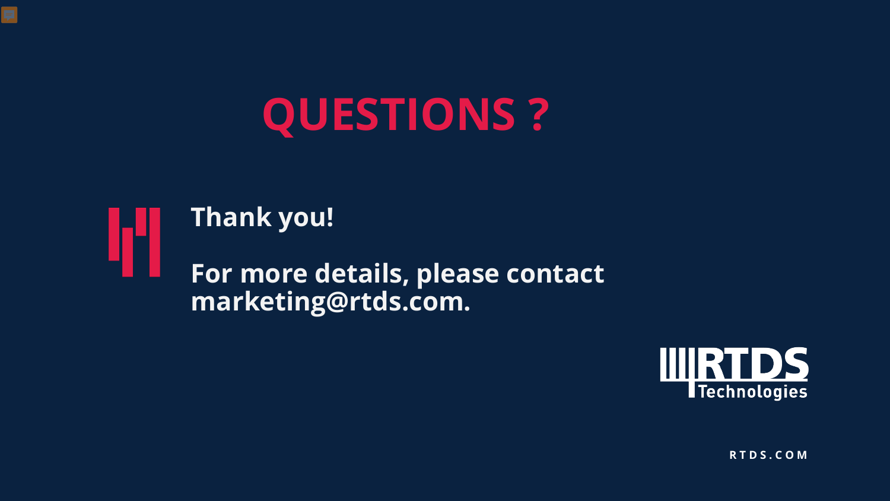# QUESTIONS ?

**Thank you!**

**For more details, please contact marketing@rtds.com.**

RTDS Technologies

RTDS.COM